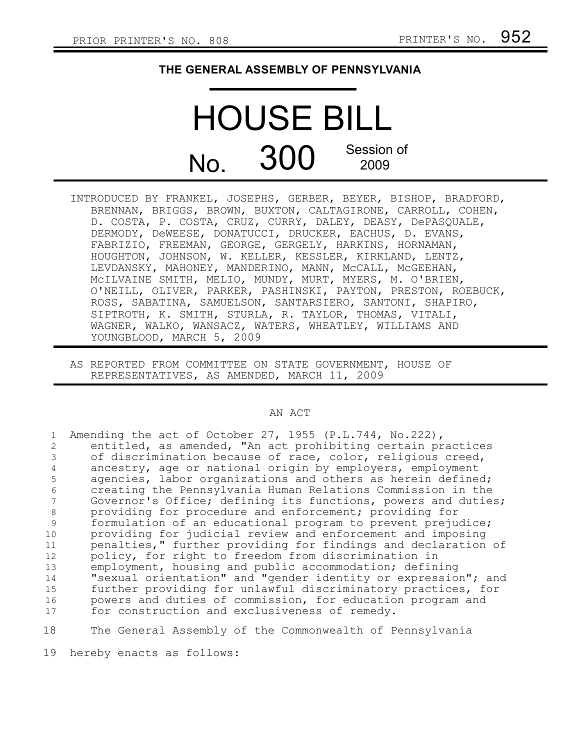PRIOR PRINTER'S NO. 808 PRINTER'S NO. 952

**THE GENERAL ASSEMBLY OF PENNSYLVANIA**

# HOUSE BILL

## No. 300 Session of 2009

INTRODUCED BY FRANKEL, JOSEPHS, GERBER, BEYER, BISHOP, BRADFORD, BRENNAN, BRIGGS, BROWN, BUXTON, CALTAGIRONE, CARROLL, COHEN, D. COSTA, P. COSTA, CRUZ, CURRY, DALEY, DEASY, DePASQUALE, DERMODY, DeWEESE, DONATUCCI, DRUCKER, EACHUS, D. EVANS, FABRIZIO, FREEMAN, GEORGE, GERGELY, HARKINS, HORNAMAN, HOUGHTON, JOHNSON, W. KELLER, KESSLER, KIRKLAND, LENTZ, LEVDANSKY, MAHONEY, MANDERINO, MANN, McCALL, McGEEHAN, McILVAINE SMITH, MELIO, MUNDY, MURT, MYERS, M. O'BRIEN, O'NEILL, OLIVER, PARKER, PASHINSKI, PAYTON, PRESTON, ROEBUCK, ROSS, SABATINA, SAMUELSON, SANTARSIERO, SANTONI, SHAPIRO, SIPTROTH, K. SMITH, STURLA, R. TAYLOR, THOMAS, VITALI, WAGNER, WALKO, WANSACZ, WATERS, WHEATLEY, WILLIAMS AND YOUNGBLOOD, MARCH 5, 2009

AS REPORTED FROM COMMITTEE ON STATE GOVERNMENT, HOUSE OF REPRESENTATIVES, AS AMENDED, MARCH 11, 2009

AN ACT

1 Amending the act of October 27, 1955 (P.L.744, No.222),
2 entitled, as amended, "An act prohibiting certain practices
3 of discrimination because of race, color, religious creed,
4 ancestry, age or national origin by employers, employment
5 agencies, labor organizations and others as herein defined;
6 creating the Pennsylvania Human Relations Commission in the
7 Governor's Office; defining its functions, powers and duties;
8 providing for procedure and enforcement; providing for
9 formulation of an educational program to prevent prejudice;
10 providing for judicial review and enforcement and imposing
11 penalties," further providing for findings and declaration of
12 policy, for right to freedom from discrimination in
13 employment, housing and public accommodation; defining
14 "sexual orientation" and "gender identity or expression"; and
15 further providing for unlawful discriminatory practices, for
16 powers and duties of commission, for education program and
17 for construction and exclusiveness of remedy.

18 The General Assembly of the Commonwealth of Pennsylvania
19 hereby enacts as follows: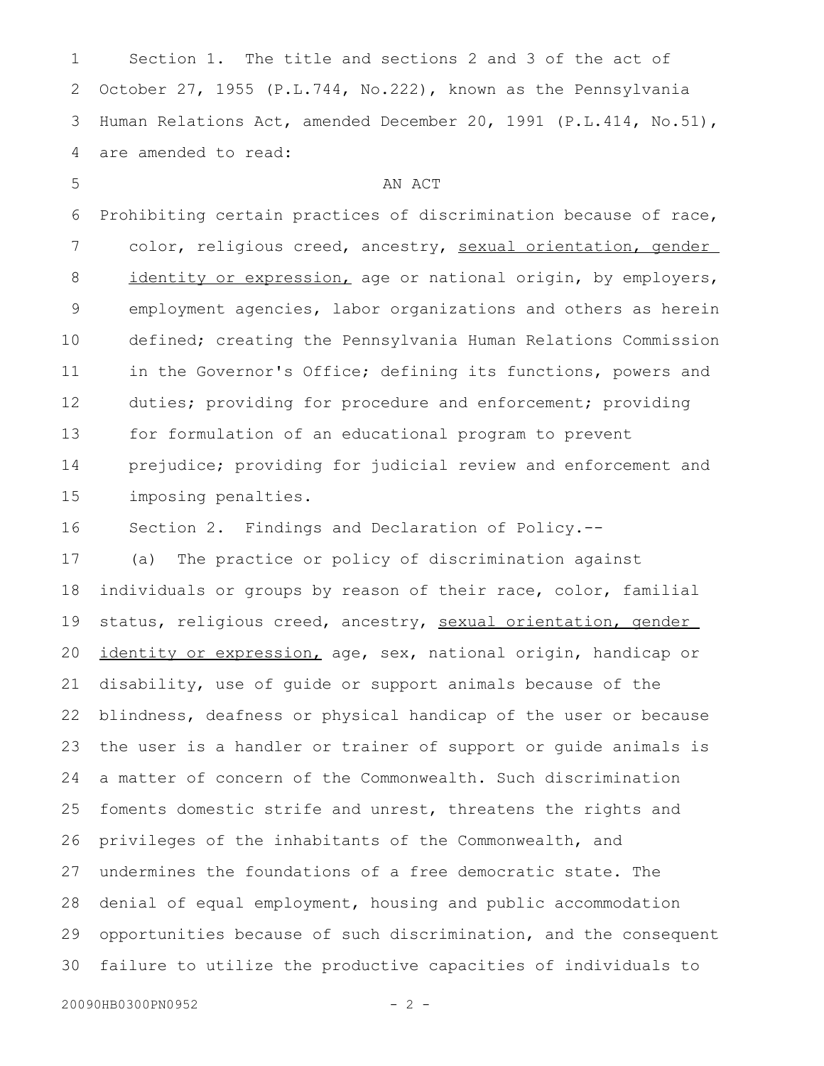Section 1. The title and sections 2 and 3 of the act of October 27, 1955 (P.L.744, No.222), known as the Pennsylvania Human Relations Act, amended December 20, 1991 (P.L.414, No.51), are amended to read:

AN ACT

Prohibiting certain practices of discrimination because of race, color, religious creed, ancestry, <u>sexual orientation, gender identity or expression,</u> age or national origin, by employers, employment agencies, labor organizations and others as herein defined; creating the Pennsylvania Human Relations Commission in the Governor's Office; defining its functions, powers and duties; providing for procedure and enforcement; providing for formulation of an educational program to prevent prejudice; providing for judicial review and enforcement and imposing penalties.

Section 2. Findings and Declaration of Policy.--

(a) The practice or policy of discrimination against individuals or groups by reason of their race, color, familial status, religious creed, ancestry, <u>sexual orientation, gender identity or expression,</u> age, sex, national origin, handicap or disability, use of guide or support animals because of the blindness, deafness or physical handicap of the user or because the user is a handler or trainer of support or guide animals is a matter of concern of the Commonwealth. Such discrimination foments domestic strife and unrest, threatens the rights and privileges of the inhabitants of the Commonwealth, and undermines the foundations of a free democratic state. The denial of equal employment, housing and public accommodation opportunities because of such discrimination, and the consequent failure to utilize the productive capacities of individuals to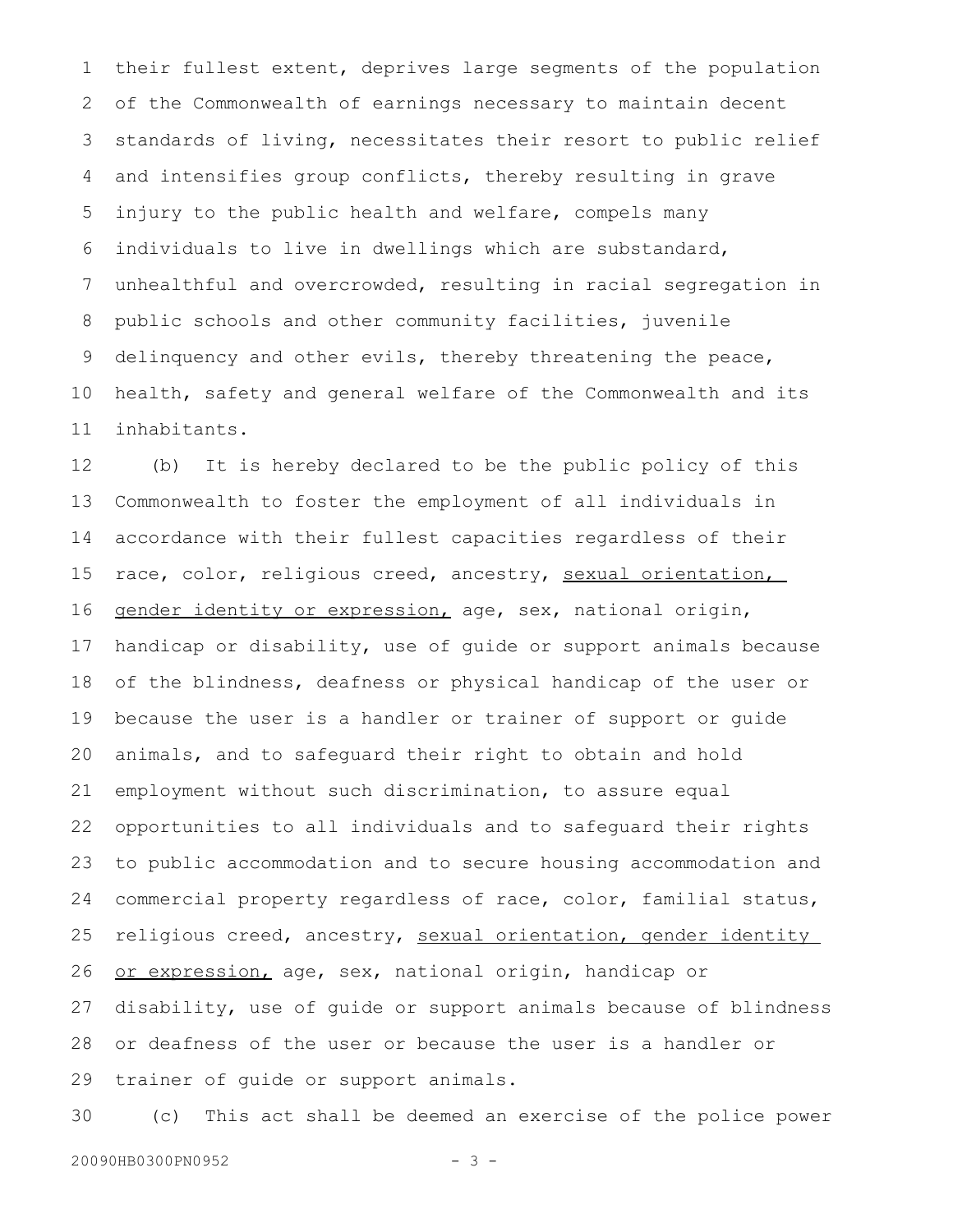their fullest extent, deprives large segments of the population of the Commonwealth of earnings necessary to maintain decent standards of living, necessitates their resort to public relief and intensifies group conflicts, thereby resulting in grave injury to the public health and welfare, compels many individuals to live in dwellings which are substandard, unhealthful and overcrowded, resulting in racial segregation in public schools and other community facilities, juvenile delinquency and other evils, thereby threatening the peace, health, safety and general welfare of the Commonwealth and its inhabitants.

(b) It is hereby declared to be the public policy of this Commonwealth to foster the employment of all individuals in accordance with their fullest capacities regardless of their race, color, religious creed, ancestry, <u>sexual orientation, gender identity or expression,</u> age, sex, national origin, handicap or disability, use of guide or support animals because of the blindness, deafness or physical handicap of the user or because the user is a handler or trainer of support or guide animals, and to safeguard their right to obtain and hold employment without such discrimination, to assure equal opportunities to all individuals and to safeguard their rights to public accommodation and to secure housing accommodation and commercial property regardless of race, color, familial status, religious creed, ancestry, <u>sexual orientation, gender identity or expression,</u> age, sex, national origin, handicap or disability, use of guide or support animals because of blindness or deafness of the user or because the user is a handler or trainer of guide or support animals.

(c) This act shall be deemed an exercise of the police power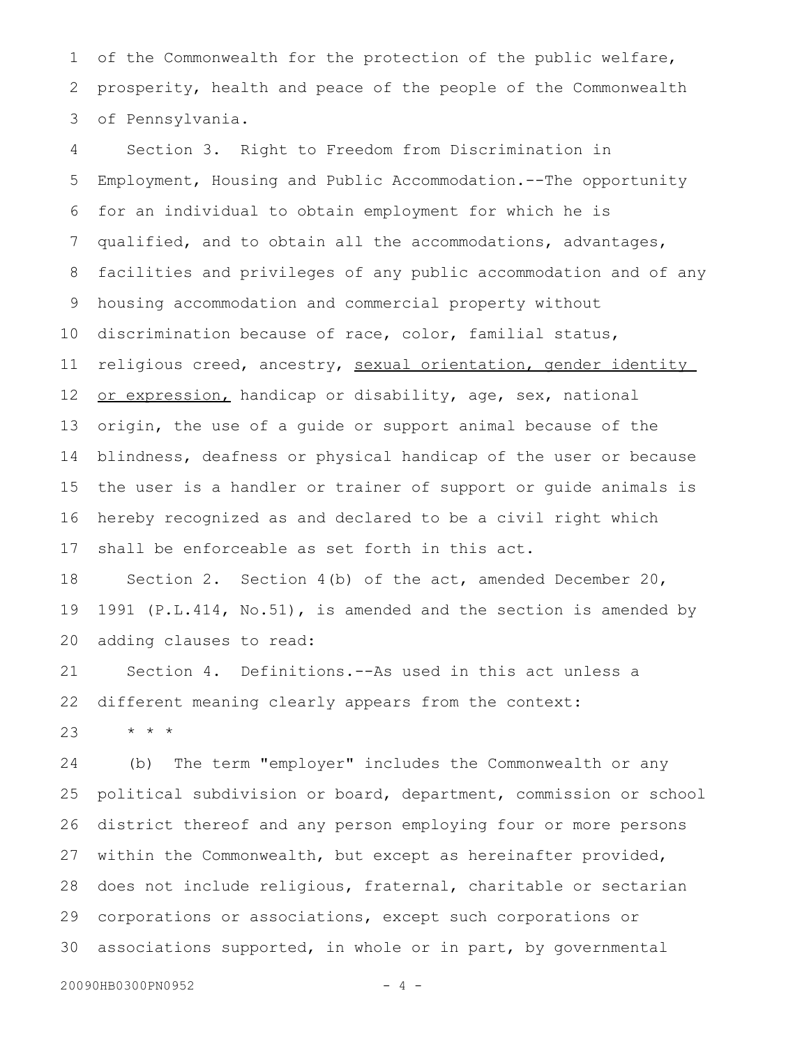of the Commonwealth for the protection of the public welfare, prosperity, health and peace of the people of the Commonwealth of Pennsylvania.

Section 3. Right to Freedom from Discrimination in Employment, Housing and Public Accommodation.--The opportunity for an individual to obtain employment for which he is qualified, and to obtain all the accommodations, advantages, facilities and privileges of any public accommodation and of any housing accommodation and commercial property without discrimination because of race, color, familial status, religious creed, ancestry, <u>sexual orientation, gender identity or expression,</u> handicap or disability, age, sex, national origin, the use of a guide or support animal because of the blindness, deafness or physical handicap of the user or because the user is a handler or trainer of support or guide animals is hereby recognized as and declared to be a civil right which shall be enforceable as set forth in this act.

Section 2. Section 4(b) of the act, amended December 20, 1991 (P.L.414, No.51), is amended and the section is amended by adding clauses to read:

Section 4. Definitions.--As used in this act unless a different meaning clearly appears from the context:

* * *

(b) The term "employer" includes the Commonwealth or any political subdivision or board, department, commission or school district thereof and any person employing four or more persons within the Commonwealth, but except as hereinafter provided, does not include religious, fraternal, charitable or sectarian corporations or associations, except such corporations or associations supported, in whole or in part, by governmental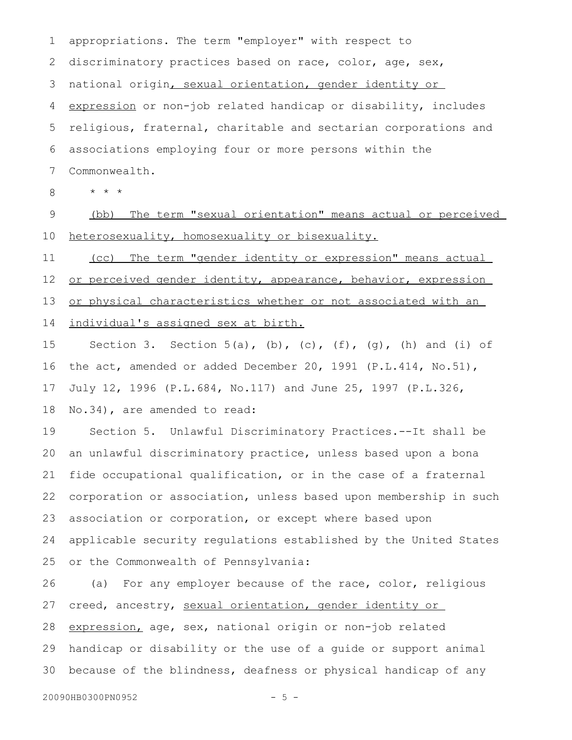appropriations. The term "employer" with respect to discriminatory practices based on race, color, age, sex, national origin, sexual orientation, gender identity or expression or non-job related handicap or disability, includes religious, fraternal, charitable and sectarian corporations and associations employing four or more persons within the Commonwealth.

\* \* \*

(bb) The term "sexual orientation" means actual or perceived heterosexuality, homosexuality or bisexuality.

(cc) The term "gender identity or expression" means actual or perceived gender identity, appearance, behavior, expression or physical characteristics whether or not associated with an individual's assigned sex at birth.

Section 3. Section 5(a), (b), (c), (f), (g), (h) and (i) of the act, amended or added December 20, 1991 (P.L.414, No.51), July 12, 1996 (P.L.684, No.117) and June 25, 1997 (P.L.326, No.34), are amended to read:

Section 5. Unlawful Discriminatory Practices.--It shall be an unlawful discriminatory practice, unless based upon a bona fide occupational qualification, or in the case of a fraternal corporation or association, unless based upon membership in such association or corporation, or except where based upon applicable security regulations established by the United States or the Commonwealth of Pennsylvania:

(a) For any employer because of the race, color, religious creed, ancestry, sexual orientation, gender identity or expression, age, sex, national origin or non-job related handicap or disability or the use of a guide or support animal because of the blindness, deafness or physical handicap of any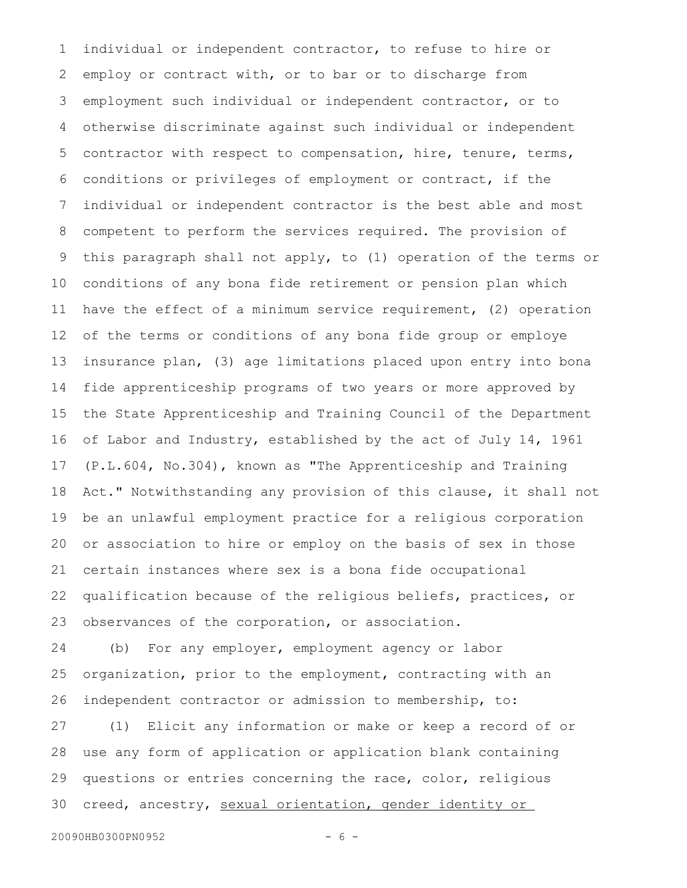individual or independent contractor, to refuse to hire or employ or contract with, or to bar or to discharge from employment such individual or independent contractor, or to otherwise discriminate against such individual or independent contractor with respect to compensation, hire, tenure, terms, conditions or privileges of employment or contract, if the individual or independent contractor is the best able and most competent to perform the services required. The provision of this paragraph shall not apply, to (1) operation of the terms or conditions of any bona fide retirement or pension plan which have the effect of a minimum service requirement, (2) operation of the terms or conditions of any bona fide group or employe insurance plan, (3) age limitations placed upon entry into bona fide apprenticeship programs of two years or more approved by the State Apprenticeship and Training Council of the Department of Labor and Industry, established by the act of July 14, 1961 (P.L.604, No.304), known as "The Apprenticeship and Training Act." Notwithstanding any provision of this clause, it shall not be an unlawful employment practice for a religious corporation or association to hire or employ on the basis of sex in those certain instances where sex is a bona fide occupational qualification because of the religious beliefs, practices, or observances of the corporation, or association.

(b) For any employer, employment agency or labor organization, prior to the employment, contracting with an independent contractor or admission to membership, to:

(1) Elicit any information or make or keep a record of or use any form of application or application blank containing questions or entries concerning the race, color, religious creed, ancestry, <u>sexual orientation, gender identity or</u>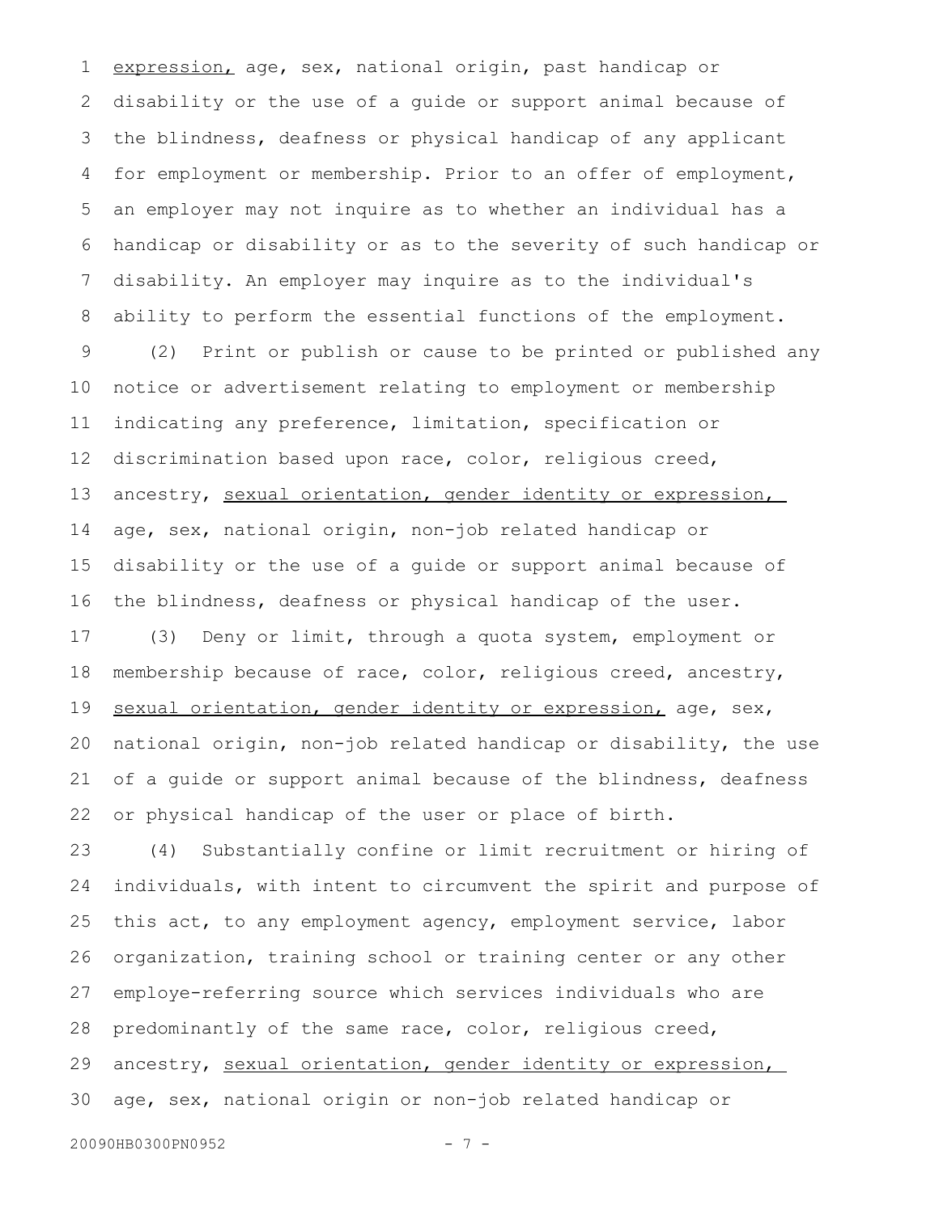expression, age, sex, national origin, past handicap or disability or the use of a guide or support animal because of the blindness, deafness or physical handicap of any applicant for employment or membership. Prior to an offer of employment, an employer may not inquire as to whether an individual has a handicap or disability or as to the severity of such handicap or disability. An employer may inquire as to the individual's ability to perform the essential functions of the employment.

(2) Print or publish or cause to be printed or published any notice or advertisement relating to employment or membership indicating any preference, limitation, specification or discrimination based upon race, color, religious creed, ancestry, sexual orientation, gender identity or expression, age, sex, national origin, non-job related handicap or disability or the use of a guide or support animal because of the blindness, deafness or physical handicap of the user.

(3) Deny or limit, through a quota system, employment or membership because of race, color, religious creed, ancestry, sexual orientation, gender identity or expression, age, sex, national origin, non-job related handicap or disability, the use of a guide or support animal because of the blindness, deafness or physical handicap of the user or place of birth.

(4) Substantially confine or limit recruitment or hiring of individuals, with intent to circumvent the spirit and purpose of this act, to any employment agency, employment service, labor organization, training school or training center or any other employe-referring source which services individuals who are predominantly of the same race, color, religious creed, ancestry, sexual orientation, gender identity or expression, age, sex, national origin or non-job related handicap or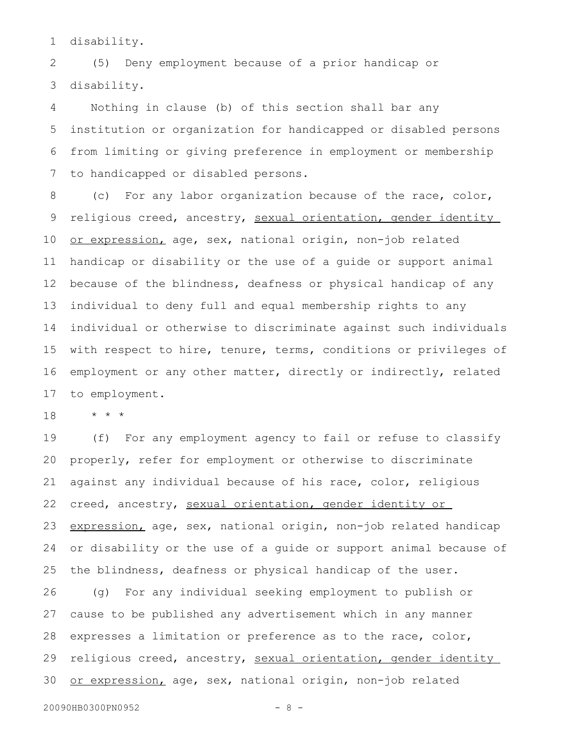disability.

(5) Deny employment because of a prior handicap or disability.

Nothing in clause (b) of this section shall bar any institution or organization for handicapped or disabled persons from limiting or giving preference in employment or membership to handicapped or disabled persons.

(c) For any labor organization because of the race, color, religious creed, ancestry, <u>sexual orientation, gender identity or expression,</u> age, sex, national origin, non-job related handicap or disability or the use of a guide or support animal because of the blindness, deafness or physical handicap of any individual to deny full and equal membership rights to any individual or otherwise to discriminate against such individuals with respect to hire, tenure, terms, conditions or privileges of employment or any other matter, directly or indirectly, related to employment.

* * *

(f) For any employment agency to fail or refuse to classify properly, refer for employment or otherwise to discriminate against any individual because of his race, color, religious creed, ancestry, <u>sexual orientation, gender identity or expression,</u> age, sex, national origin, non-job related handicap or disability or the use of a guide or support animal because of the blindness, deafness or physical handicap of the user.

(g) For any individual seeking employment to publish or cause to be published any advertisement which in any manner expresses a limitation or preference as to the race, color, religious creed, ancestry, <u>sexual orientation, gender identity or expression,</u> age, sex, national origin, non-job related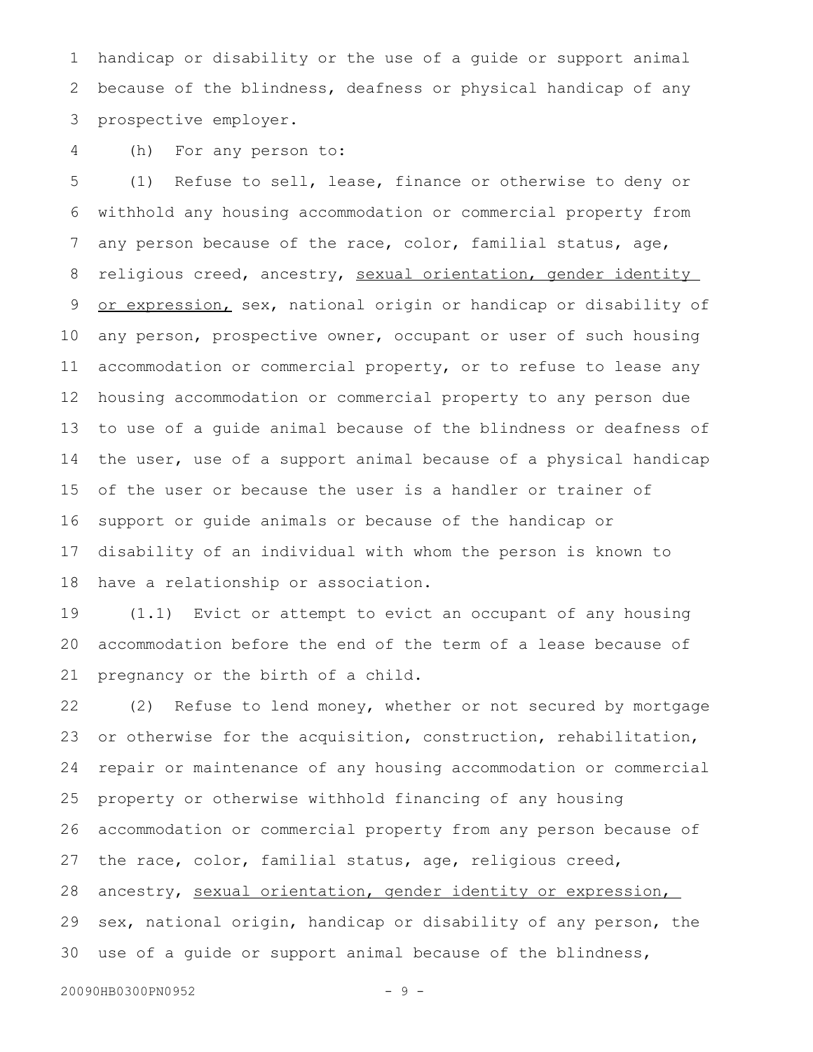handicap or disability or the use of a guide or support animal because of the blindness, deafness or physical handicap of any prospective employer.

(h) For any person to:

(1) Refuse to sell, lease, finance or otherwise to deny or withhold any housing accommodation or commercial property from any person because of the race, color, familial status, age, religious creed, ancestry, <u>sexual orientation, gender identity or expression,</u> sex, national origin or handicap or disability of any person, prospective owner, occupant or user of such housing accommodation or commercial property, or to refuse to lease any housing accommodation or commercial property to any person due to use of a guide animal because of the blindness or deafness of the user, use of a support animal because of a physical handicap of the user or because the user is a handler or trainer of support or guide animals or because of the handicap or disability of an individual with whom the person is known to have a relationship or association.

(1.1) Evict or attempt to evict an occupant of any housing accommodation before the end of the term of a lease because of pregnancy or the birth of a child.

(2) Refuse to lend money, whether or not secured by mortgage or otherwise for the acquisition, construction, rehabilitation, repair or maintenance of any housing accommodation or commercial property or otherwise withhold financing of any housing accommodation or commercial property from any person because of the race, color, familial status, age, religious creed, ancestry, <u>sexual orientation, gender identity or expression,</u> sex, national origin, handicap or disability of any person, the use of a guide or support animal because of the blindness,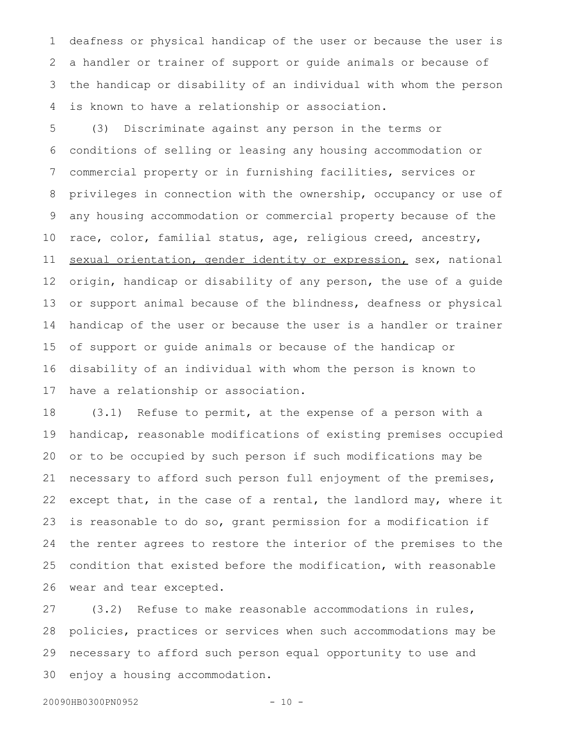deafness or physical handicap of the user or because the user is a handler or trainer of support or guide animals or because of the handicap or disability of an individual with whom the person is known to have a relationship or association.

(3) Discriminate against any person in the terms or conditions of selling or leasing any housing accommodation or commercial property or in furnishing facilities, services or privileges in connection with the ownership, occupancy or use of any housing accommodation or commercial property because of the race, color, familial status, age, religious creed, ancestry, <u>sexual orientation, gender identity or expression,</u> sex, national origin, handicap or disability of any person, the use of a guide or support animal because of the blindness, deafness or physical handicap of the user or because the user is a handler or trainer of support or guide animals or because of the handicap or disability of an individual with whom the person is known to have a relationship or association.

(3.1) Refuse to permit, at the expense of a person with a handicap, reasonable modifications of existing premises occupied or to be occupied by such person if such modifications may be necessary to afford such person full enjoyment of the premises, except that, in the case of a rental, the landlord may, where it is reasonable to do so, grant permission for a modification if the renter agrees to restore the interior of the premises to the condition that existed before the modification, with reasonable wear and tear excepted.

(3.2) Refuse to make reasonable accommodations in rules, policies, practices or services when such accommodations may be necessary to afford such person equal opportunity to use and enjoy a housing accommodation.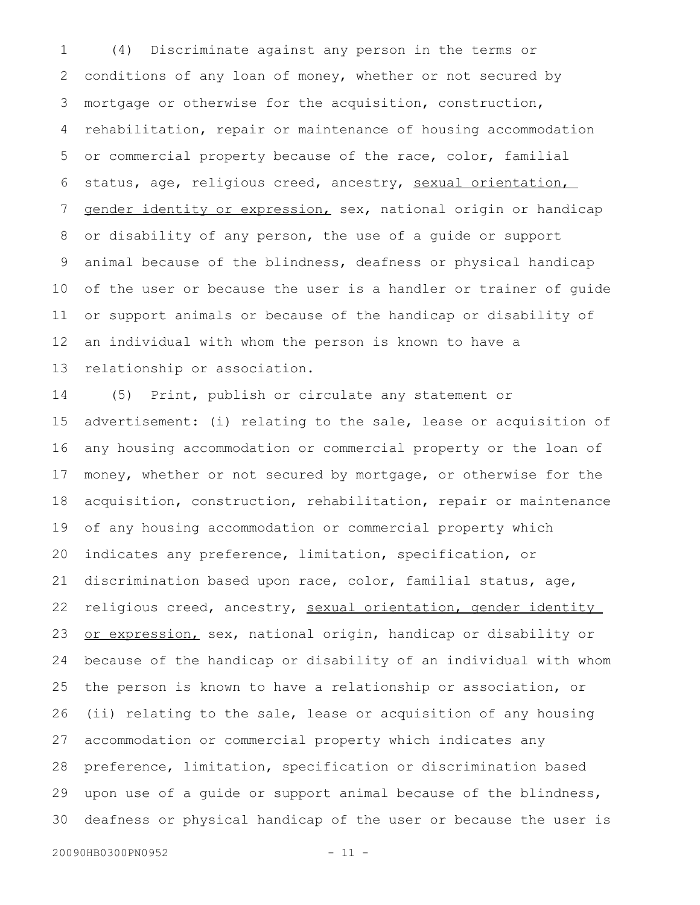(4) Discriminate against any person in the terms or conditions of any loan of money, whether or not secured by mortgage or otherwise for the acquisition, construction, rehabilitation, repair or maintenance of housing accommodation or commercial property because of the race, color, familial status, age, religious creed, ancestry, <u>sexual orientation, gender identity or expression,</u> sex, national origin or handicap or disability of any person, the use of a guide or support animal because of the blindness, deafness or physical handicap of the user or because the user is a handler or trainer of guide or support animals or because of the handicap or disability of an individual with whom the person is known to have a relationship or association.

(5) Print, publish or circulate any statement or advertisement: (i) relating to the sale, lease or acquisition of any housing accommodation or commercial property or the loan of money, whether or not secured by mortgage, or otherwise for the acquisition, construction, rehabilitation, repair or maintenance of any housing accommodation or commercial property which indicates any preference, limitation, specification, or discrimination based upon race, color, familial status, age, religious creed, ancestry, <u>sexual orientation, gender identity or expression,</u> sex, national origin, handicap or disability or because of the handicap or disability of an individual with whom the person is known to have a relationship or association, or (ii) relating to the sale, lease or acquisition of any housing accommodation or commercial property which indicates any preference, limitation, specification or discrimination based upon use of a guide or support animal because of the blindness, deafness or physical handicap of the user or because the user is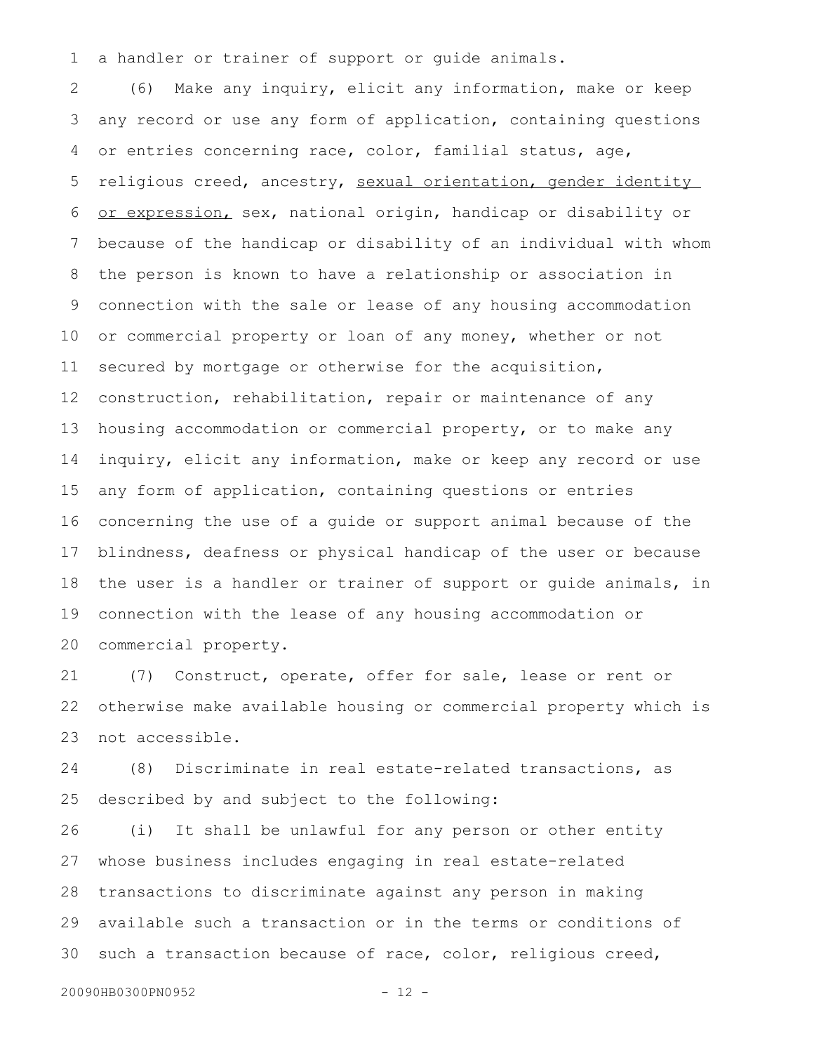a handler or trainer of support or guide animals.

(6) Make any inquiry, elicit any information, make or keep any record or use any form of application, containing questions or entries concerning race, color, familial status, age, religious creed, ancestry, <u>sexual orientation, gender identity or expression,</u> sex, national origin, handicap or disability or because of the handicap or disability of an individual with whom the person is known to have a relationship or association in connection with the sale or lease of any housing accommodation or commercial property or loan of any money, whether or not secured by mortgage or otherwise for the acquisition, construction, rehabilitation, repair or maintenance of any housing accommodation or commercial property, or to make any inquiry, elicit any information, make or keep any record or use any form of application, containing questions or entries concerning the use of a guide or support animal because of the blindness, deafness or physical handicap of the user or because the user is a handler or trainer of support or guide animals, in connection with the lease of any housing accommodation or commercial property.

(7) Construct, operate, offer for sale, lease or rent or otherwise make available housing or commercial property which is not accessible.

(8) Discriminate in real estate-related transactions, as described by and subject to the following:

(i) It shall be unlawful for any person or other entity whose business includes engaging in real estate-related transactions to discriminate against any person in making available such a transaction or in the terms or conditions of such a transaction because of race, color, religious creed,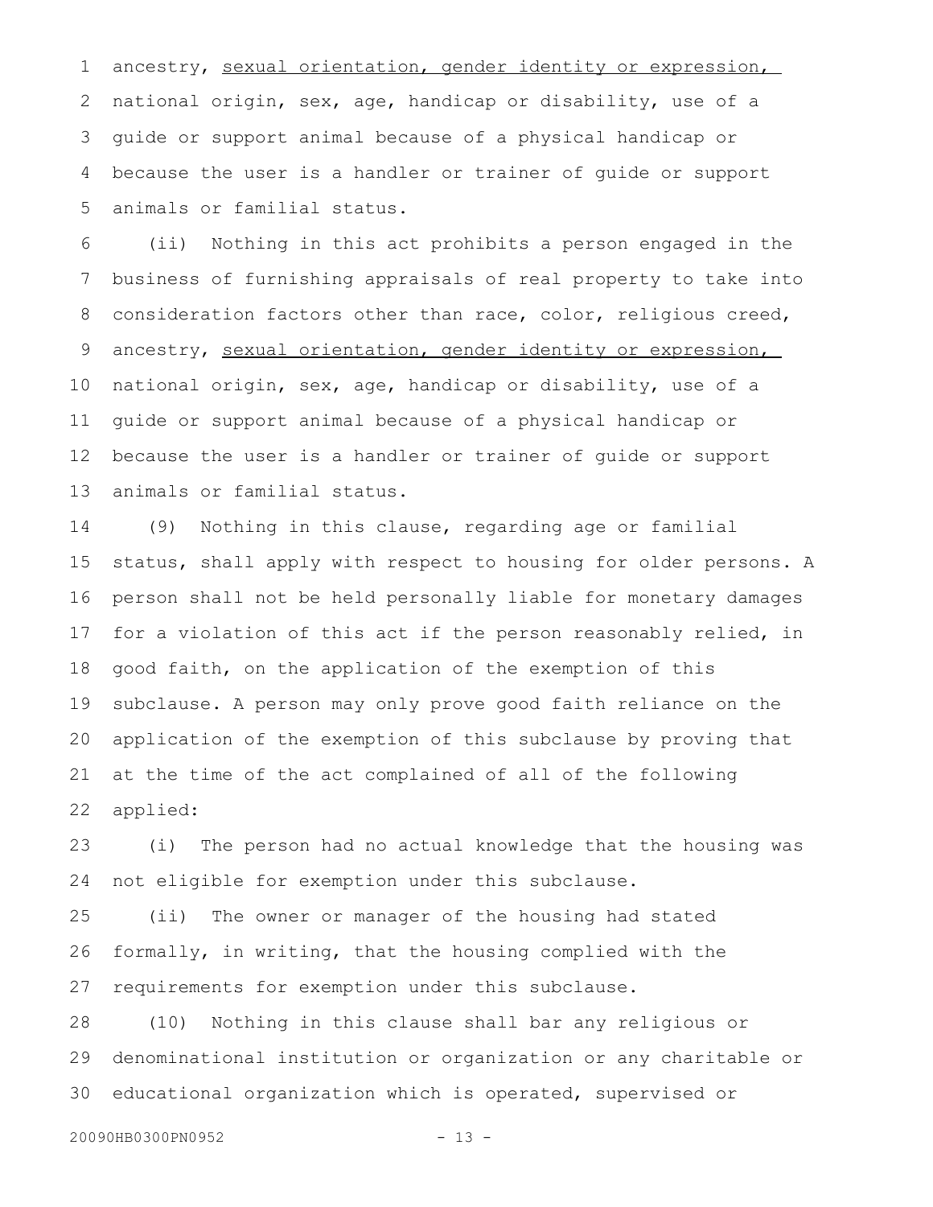ancestry, <u>sexual orientation, gender identity or expression,</u> national origin, sex, age, handicap or disability, use of a guide or support animal because of a physical handicap or because the user is a handler or trainer of guide or support animals or familial status.

(ii) Nothing in this act prohibits a person engaged in the business of furnishing appraisals of real property to take into consideration factors other than race, color, religious creed, ancestry, <u>sexual orientation, gender identity or expression,</u> national origin, sex, age, handicap or disability, use of a guide or support animal because of a physical handicap or because the user is a handler or trainer of guide or support animals or familial status.

(9) Nothing in this clause, regarding age or familial status, shall apply with respect to housing for older persons. A person shall not be held personally liable for monetary damages for a violation of this act if the person reasonably relied, in good faith, on the application of the exemption of this subclause. A person may only prove good faith reliance on the application of the exemption of this subclause by proving that at the time of the act complained of all of the following applied:

(i) The person had no actual knowledge that the housing was not eligible for exemption under this subclause.

(ii) The owner or manager of the housing had stated formally, in writing, that the housing complied with the requirements for exemption under this subclause.

(10) Nothing in this clause shall bar any religious or denominational institution or organization or any charitable or educational organization which is operated, supervised or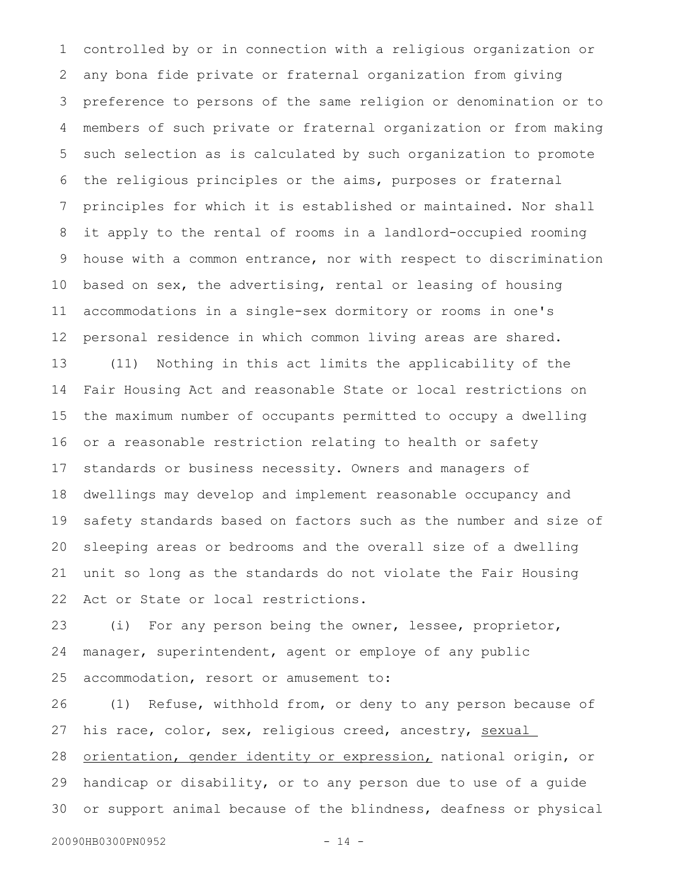controlled by or in connection with a religious organization or any bona fide private or fraternal organization from giving preference to persons of the same religion or denomination or to members of such private or fraternal organization or from making such selection as is calculated by such organization to promote the religious principles or the aims, purposes or fraternal principles for which it is established or maintained. Nor shall it apply to the rental of rooms in a landlord-occupied rooming house with a common entrance, nor with respect to discrimination based on sex, the advertising, rental or leasing of housing accommodations in a single-sex dormitory or rooms in one's personal residence in which common living areas are shared.

(11) Nothing in this act limits the applicability of the Fair Housing Act and reasonable State or local restrictions on the maximum number of occupants permitted to occupy a dwelling or a reasonable restriction relating to health or safety standards or business necessity. Owners and managers of dwellings may develop and implement reasonable occupancy and safety standards based on factors such as the number and size of sleeping areas or bedrooms and the overall size of a dwelling unit so long as the standards do not violate the Fair Housing Act or State or local restrictions.

(i) For any person being the owner, lessee, proprietor, manager, superintendent, agent or employe of any public accommodation, resort or amusement to:

(1) Refuse, withhold from, or deny to any person because of his race, color, sex, religious creed, ancestry, <u>sexual orientation, gender identity or expression,</u> national origin, or handicap or disability, or to any person due to use of a guide or support animal because of the blindness, deafness or physical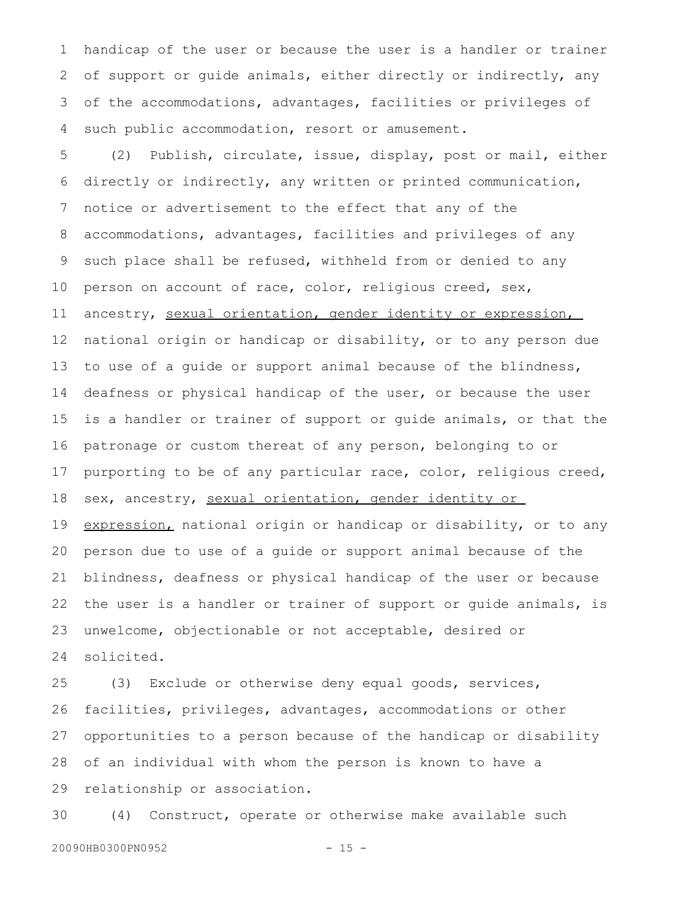handicap of the user or because the user is a handler or trainer of support or guide animals, either directly or indirectly, any of the accommodations, advantages, facilities or privileges of such public accommodation, resort or amusement.

(2) Publish, circulate, issue, display, post or mail, either directly or indirectly, any written or printed communication, notice or advertisement to the effect that any of the accommodations, advantages, facilities and privileges of any such place shall be refused, withheld from or denied to any person on account of race, color, religious creed, sex, ancestry, <u>sexual orientation, gender identity or expression,</u> national origin or handicap or disability, or to any person due to use of a guide or support animal because of the blindness, deafness or physical handicap of the user, or because the user is a handler or trainer of support or guide animals, or that the patronage or custom thereat of any person, belonging to or purporting to be of any particular race, color, religious creed, sex, ancestry, <u>sexual orientation, gender identity or expression,</u> national origin or handicap or disability, or to any person due to use of a guide or support animal because of the blindness, deafness or physical handicap of the user or because the user is a handler or trainer of support or guide animals, is unwelcome, objectionable or not acceptable, desired or solicited.

(3) Exclude or otherwise deny equal goods, services, facilities, privileges, advantages, accommodations or other opportunities to a person because of the handicap or disability of an individual with whom the person is known to have a relationship or association.

(4) Construct, operate or otherwise make available such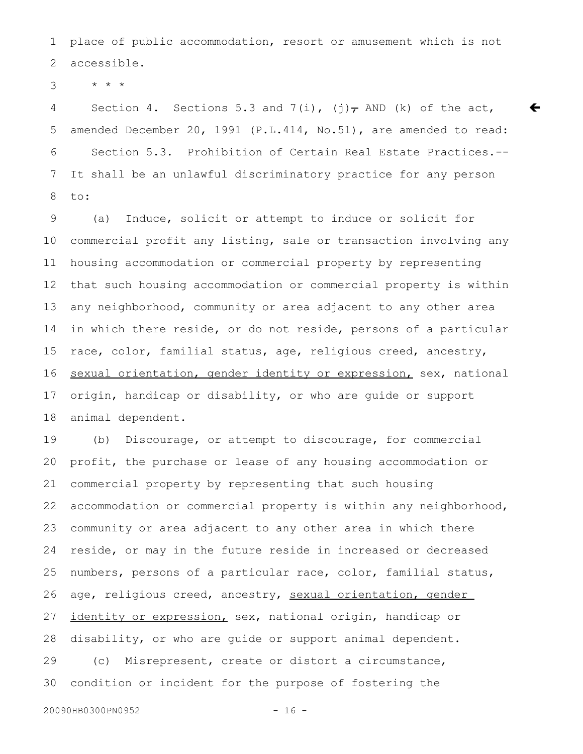place of public accommodation, resort or amusement which is not accessible.

\* \* \*

Section 4. Sections 5.3 and 7(i), (j), AND (k) of the act, amended December 20, 1991 (P.L.414, No.51), are amended to read:

Section 5.3. Prohibition of Certain Real Estate Practices.--It shall be an unlawful discriminatory practice for any person to:

(a) Induce, solicit or attempt to induce or solicit for commercial profit any listing, sale or transaction involving any housing accommodation or commercial property by representing that such housing accommodation or commercial property is within any neighborhood, community or area adjacent to any other area in which there reside, or do not reside, persons of a particular race, color, familial status, age, religious creed, ancestry, <u>sexual orientation, gender identity or expression,</u> sex, national origin, handicap or disability, or who are guide or support animal dependent.

(b) Discourage, or attempt to discourage, for commercial profit, the purchase or lease of any housing accommodation or commercial property by representing that such housing accommodation or commercial property is within any neighborhood, community or area adjacent to any other area in which there reside, or may in the future reside in increased or decreased numbers, persons of a particular race, color, familial status, age, religious creed, ancestry, <u>sexual orientation, gender identity or expression,</u> sex, national origin, handicap or disability, or who are guide or support animal dependent.

(c) Misrepresent, create or distort a circumstance, condition or incident for the purpose of fostering the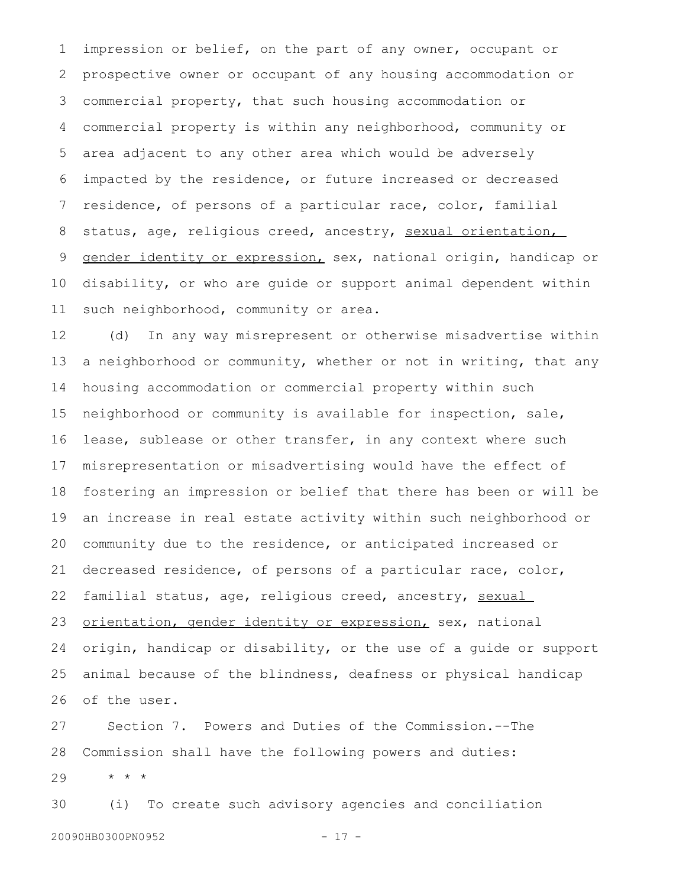impression or belief, on the part of any owner, occupant or prospective owner or occupant of any housing accommodation or commercial property, that such housing accommodation or commercial property is within any neighborhood, community or area adjacent to any other area which would be adversely impacted by the residence, or future increased or decreased residence, of persons of a particular race, color, familial status, age, religious creed, ancestry, <u>sexual orientation, gender identity or expression,</u> sex, national origin, handicap or disability, or who are guide or support animal dependent within such neighborhood, community or area.

(d) In any way misrepresent or otherwise misadvertise within a neighborhood or community, whether or not in writing, that any housing accommodation or commercial property within such neighborhood or community is available for inspection, sale, lease, sublease or other transfer, in any context where such misrepresentation or misadvertising would have the effect of fostering an impression or belief that there has been or will be an increase in real estate activity within such neighborhood or community due to the residence, or anticipated increased or decreased residence, of persons of a particular race, color, familial status, age, religious creed, ancestry, <u>sexual orientation, gender identity or expression,</u> sex, national origin, handicap or disability, or the use of a guide or support animal because of the blindness, deafness or physical handicap of the user.

Section 7. Powers and Duties of the Commission.--The Commission shall have the following powers and duties:

\* \* \*

(i) To create such advisory agencies and conciliation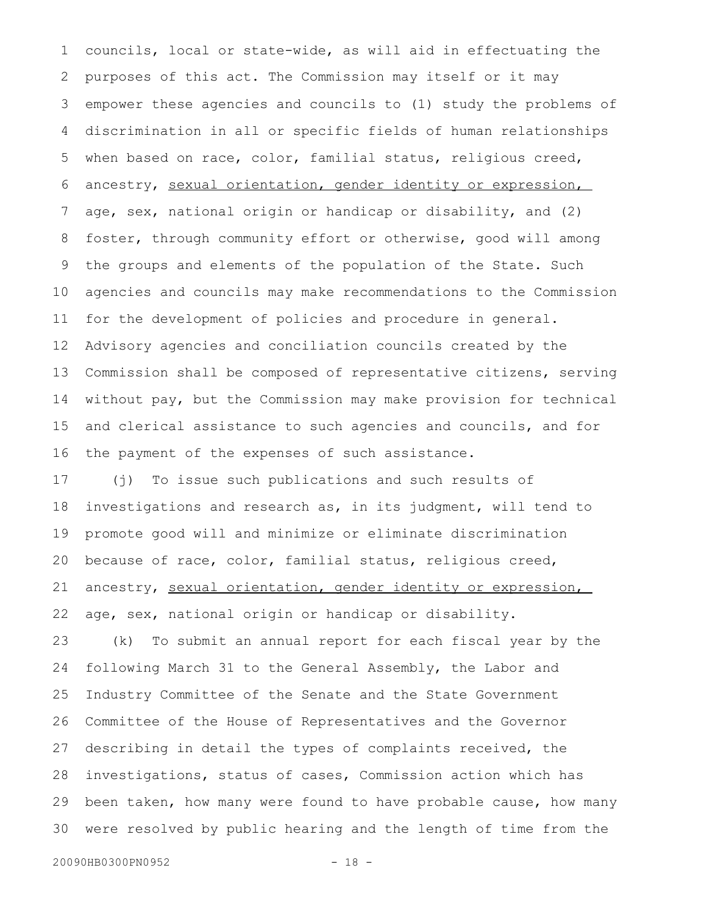councils, local or state-wide, as will aid in effectuating the purposes of this act. The Commission may itself or it may empower these agencies and councils to (1) study the problems of discrimination in all or specific fields of human relationships when based on race, color, familial status, religious creed, ancestry, <u>sexual orientation, gender identity or expression,</u> age, sex, national origin or handicap or disability, and (2) foster, through community effort or otherwise, good will among the groups and elements of the population of the State. Such agencies and councils may make recommendations to the Commission for the development of policies and procedure in general. Advisory agencies and conciliation councils created by the Commission shall be composed of representative citizens, serving without pay, but the Commission may make provision for technical and clerical assistance to such agencies and councils, and for the payment of the expenses of such assistance.

(j) To issue such publications and such results of investigations and research as, in its judgment, will tend to promote good will and minimize or eliminate discrimination because of race, color, familial status, religious creed, ancestry, <u>sexual orientation, gender identity or expression,</u> age, sex, national origin or handicap or disability.

(k) To submit an annual report for each fiscal year by the following March 31 to the General Assembly, the Labor and Industry Committee of the Senate and the State Government Committee of the House of Representatives and the Governor describing in detail the types of complaints received, the investigations, status of cases, Commission action which has been taken, how many were found to have probable cause, how many were resolved by public hearing and the length of time from the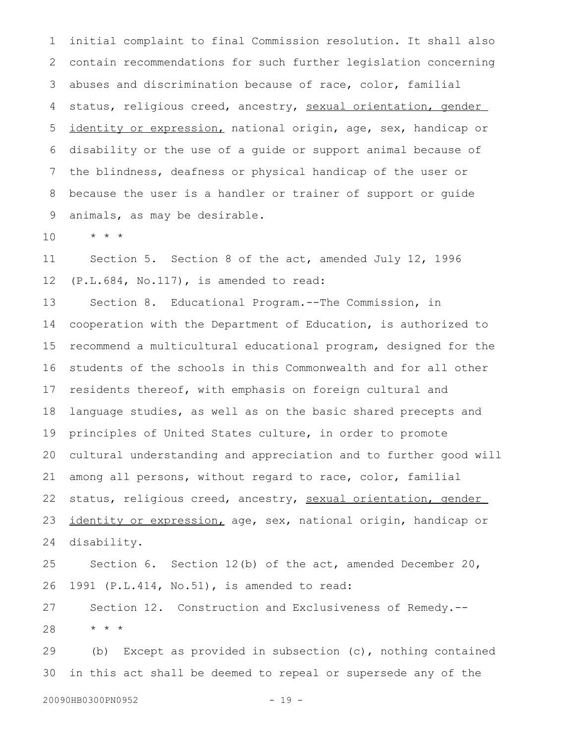initial complaint to final Commission resolution. It shall also contain recommendations for such further legislation concerning abuses and discrimination because of race, color, familial status, religious creed, ancestry, <u>sexual orientation, gender identity or expression,</u> national origin, age, sex, handicap or disability or the use of a guide or support animal because of the blindness, deafness or physical handicap of the user or because the user is a handler or trainer of support or guide animals, as may be desirable.

\* \* \*

Section 5. Section 8 of the act, amended July 12, 1996 (P.L.684, No.117), is amended to read:

Section 8. Educational Program.--The Commission, in cooperation with the Department of Education, is authorized to recommend a multicultural educational program, designed for the students of the schools in this Commonwealth and for all other residents thereof, with emphasis on foreign cultural and language studies, as well as on the basic shared precepts and principles of United States culture, in order to promote cultural understanding and appreciation and to further good will among all persons, without regard to race, color, familial status, religious creed, ancestry, <u>sexual orientation, gender identity or expression,</u> age, sex, national origin, handicap or disability.

Section 6. Section 12(b) of the act, amended December 20, 1991 (P.L.414, No.51), is amended to read:

Section 12. Construction and Exclusiveness of Remedy.--

\* \* \*

(b) Except as provided in subsection (c), nothing contained in this act shall be deemed to repeal or supersede any of the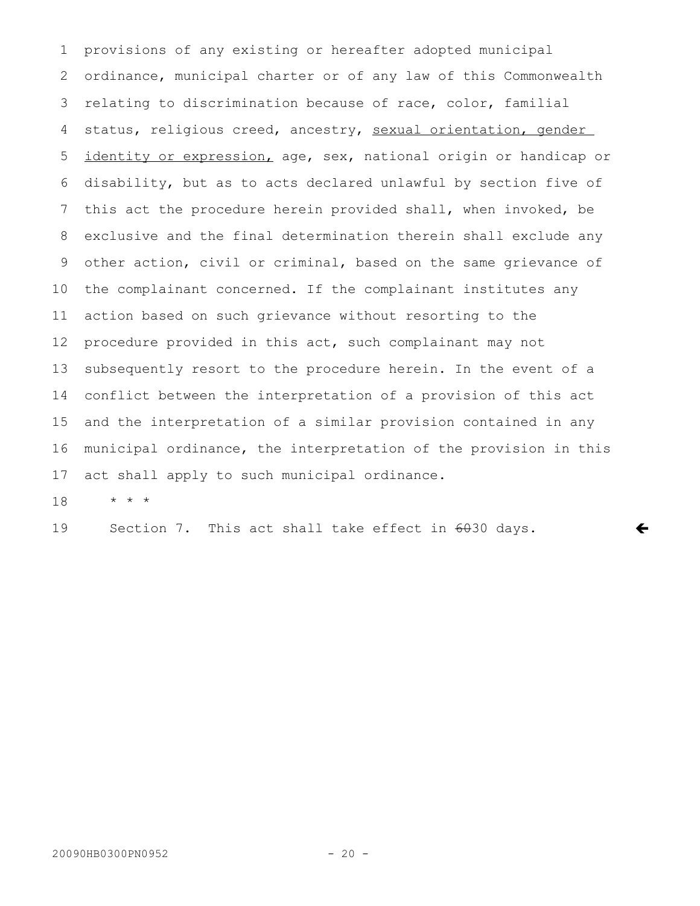provisions of any existing or hereafter adopted municipal ordinance, municipal charter or of any law of this Commonwealth relating to discrimination because of race, color, familial status, religious creed, ancestry, <u>sexual orientation, gender identity or expression,</u> age, sex, national origin or handicap or disability, but as to acts declared unlawful by section five of this act the procedure herein provided shall, when invoked, be exclusive and the final determination therein shall exclude any other action, civil or criminal, based on the same grievance of the complainant concerned. If the complainant institutes any action based on such grievance without resorting to the procedure provided in this act, such complainant may not subsequently resort to the procedure herein. In the event of a conflict between the interpretation of a provision of this act and the interpretation of a similar provision contained in any municipal ordinance, the interpretation of the provision in this act shall apply to such municipal ordinance.

\* \* \*

Section 7. This act shall take effect in ~~60~~30 days.